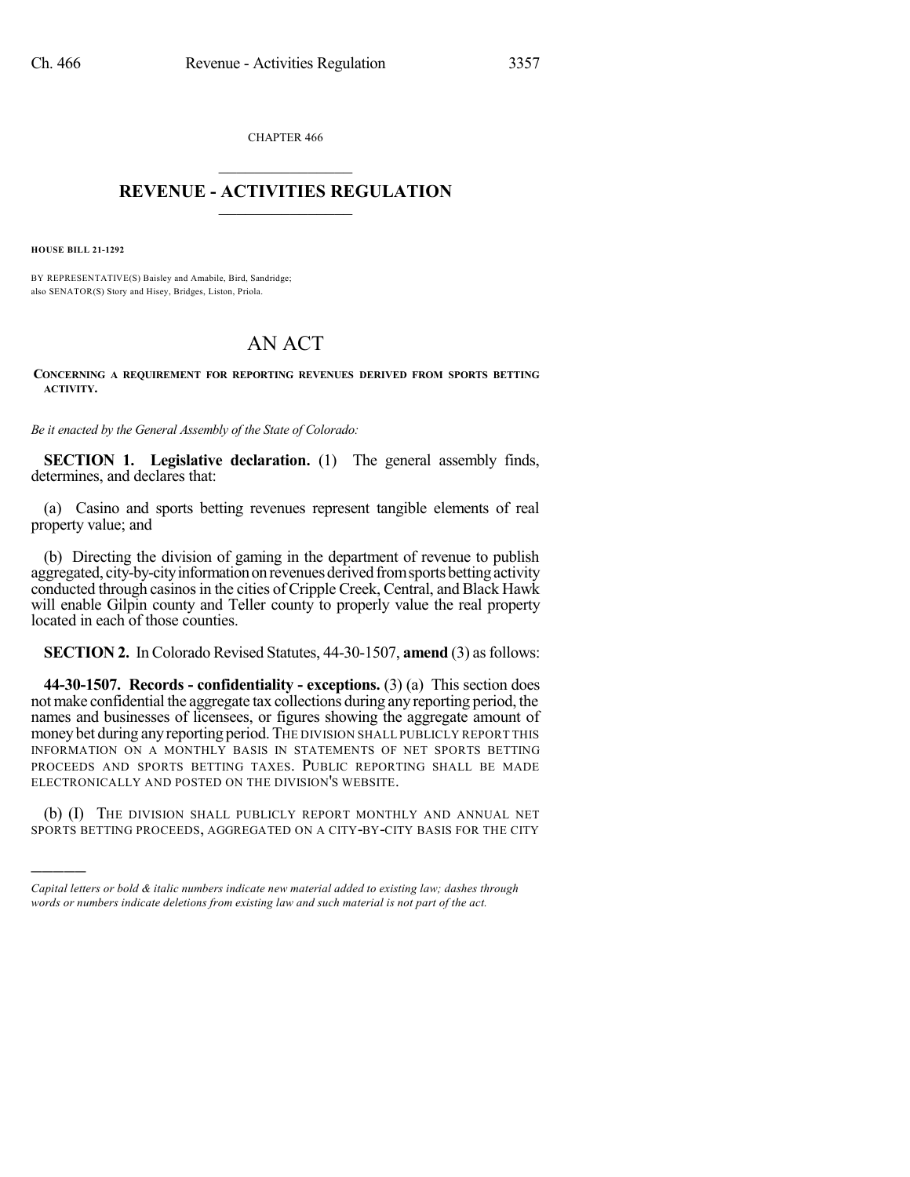CHAPTER 466

# REVENUE - ACTIVITIES REGULATION

**HOUSE BILL 21-1292**

BY REPRESENTATIVE(S) Baisley and Amabile, Bird, Sandridge;
also SENATOR(S) Story and Hisey, Bridges, Liston, Priola.

# AN ACT

**CONCERNING A REQUIREMENT FOR REPORTING REVENUES DERIVED FROM SPORTS BETTING ACTIVITY.**

*Be it enacted by the General Assembly of the State of Colorado:*

**SECTION 1. Legislative declaration.** (1) The general assembly finds, determines, and declares that:

(a) Casino and sports betting revenues represent tangible elements of real property value; and

(b) Directing the division of gaming in the department of revenue to publish aggregated, city-by-city information on revenues derived from sports betting activity conducted through casinos in the cities of Cripple Creek, Central, and Black Hawk will enable Gilpin county and Teller county to properly value the real property located in each of those counties.

**SECTION 2.** In Colorado Revised Statutes, 44-30-1507, **amend** (3) as follows:

**44-30-1507. Records - confidentiality - exceptions.** (3) (a) This section does not make confidential the aggregate tax collections during any reporting period, the names and businesses of licensees, or figures showing the aggregate amount of money bet during any reporting period. THE DIVISION SHALL PUBLICLY REPORT THIS INFORMATION ON A MONTHLY BASIS IN STATEMENTS OF NET SPORTS BETTING PROCEEDS AND SPORTS BETTING TAXES. PUBLIC REPORTING SHALL BE MADE ELECTRONICALLY AND POSTED ON THE DIVISION'S WEBSITE.

(b) (I) THE DIVISION SHALL PUBLICLY REPORT MONTHLY AND ANNUAL NET SPORTS BETTING PROCEEDS, AGGREGATED ON A CITY-BY-CITY BASIS FOR THE CITY

---

*Capital letters or bold & italic numbers indicate new material added to existing law; dashes through words or numbers indicate deletions from existing law and such material is not part of the act.*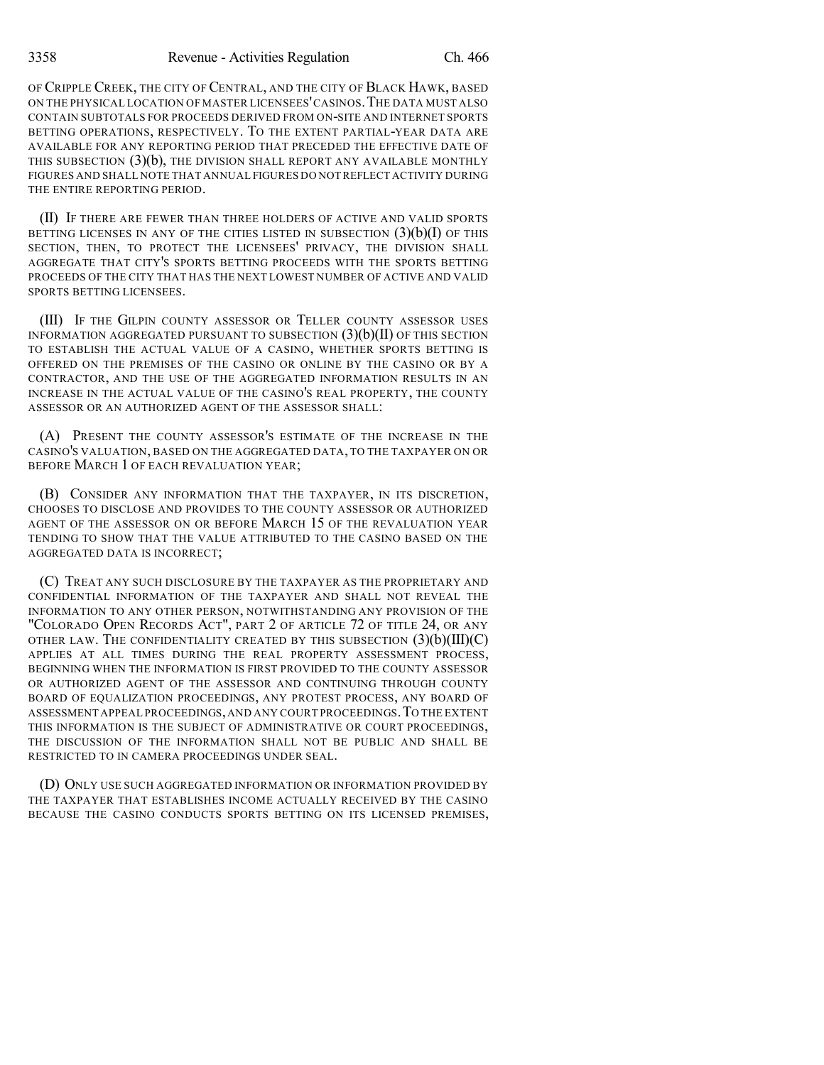OF CRIPPLE CREEK, THE CITY OF CENTRAL, AND THE CITY OF BLACK HAWK, BASED ON THE PHYSICAL LOCATION OF MASTER LICENSEES' CASINOS. THE DATA MUST ALSO CONTAIN SUBTOTALS FOR PROCEEDS DERIVED FROM ON-SITE AND INTERNET SPORTS BETTING OPERATIONS, RESPECTIVELY. TO THE EXTENT PARTIAL-YEAR DATA ARE AVAILABLE FOR ANY REPORTING PERIOD THAT PRECEDED THE EFFECTIVE DATE OF THIS SUBSECTION (3)(b), THE DIVISION SHALL REPORT ANY AVAILABLE MONTHLY FIGURES AND SHALL NOTE THAT ANNUAL FIGURES DO NOT REFLECT ACTIVITY DURING THE ENTIRE REPORTING PERIOD.

(II) IF THERE ARE FEWER THAN THREE HOLDERS OF ACTIVE AND VALID SPORTS BETTING LICENSES IN ANY OF THE CITIES LISTED IN SUBSECTION (3)(b)(I) OF THIS SECTION, THEN, TO PROTECT THE LICENSEES' PRIVACY, THE DIVISION SHALL AGGREGATE THAT CITY'S SPORTS BETTING PROCEEDS WITH THE SPORTS BETTING PROCEEDS OF THE CITY THAT HAS THE NEXT LOWEST NUMBER OF ACTIVE AND VALID SPORTS BETTING LICENSEES.

(III) IF THE GILPIN COUNTY ASSESSOR OR TELLER COUNTY ASSESSOR USES INFORMATION AGGREGATED PURSUANT TO SUBSECTION (3)(b)(II) OF THIS SECTION TO ESTABLISH THE ACTUAL VALUE OF A CASINO, WHETHER SPORTS BETTING IS OFFERED ON THE PREMISES OF THE CASINO OR ONLINE BY THE CASINO OR BY A CONTRACTOR, AND THE USE OF THE AGGREGATED INFORMATION RESULTS IN AN INCREASE IN THE ACTUAL VALUE OF THE CASINO'S REAL PROPERTY, THE COUNTY ASSESSOR OR AN AUTHORIZED AGENT OF THE ASSESSOR SHALL:

(A) PRESENT THE COUNTY ASSESSOR'S ESTIMATE OF THE INCREASE IN THE CASINO'S VALUATION, BASED ON THE AGGREGATED DATA, TO THE TAXPAYER ON OR BEFORE MARCH 1 OF EACH REVALUATION YEAR;

(B) CONSIDER ANY INFORMATION THAT THE TAXPAYER, IN ITS DISCRETION, CHOOSES TO DISCLOSE AND PROVIDES TO THE COUNTY ASSESSOR OR AUTHORIZED AGENT OF THE ASSESSOR ON OR BEFORE MARCH 15 OF THE REVALUATION YEAR TENDING TO SHOW THAT THE VALUE ATTRIBUTED TO THE CASINO BASED ON THE AGGREGATED DATA IS INCORRECT;

(C) TREAT ANY SUCH DISCLOSURE BY THE TAXPAYER AS THE PROPRIETARY AND CONFIDENTIAL INFORMATION OF THE TAXPAYER AND SHALL NOT REVEAL THE INFORMATION TO ANY OTHER PERSON, NOTWITHSTANDING ANY PROVISION OF THE "COLORADO OPEN RECORDS ACT", PART 2 OF ARTICLE 72 OF TITLE 24, OR ANY OTHER LAW. THE CONFIDENTIALITY CREATED BY THIS SUBSECTION (3)(b)(III)(C) APPLIES AT ALL TIMES DURING THE REAL PROPERTY ASSESSMENT PROCESS, BEGINNING WHEN THE INFORMATION IS FIRST PROVIDED TO THE COUNTY ASSESSOR OR AUTHORIZED AGENT OF THE ASSESSOR AND CONTINUING THROUGH COUNTY BOARD OF EQUALIZATION PROCEEDINGS, ANY PROTEST PROCESS, ANY BOARD OF ASSESSMENT APPEAL PROCEEDINGS, AND ANY COURT PROCEEDINGS. TO THE EXTENT THIS INFORMATION IS THE SUBJECT OF ADMINISTRATIVE OR COURT PROCEEDINGS, THE DISCUSSION OF THE INFORMATION SHALL NOT BE PUBLIC AND SHALL BE RESTRICTED TO IN CAMERA PROCEEDINGS UNDER SEAL.

(D) ONLY USE SUCH AGGREGATED INFORMATION OR INFORMATION PROVIDED BY THE TAXPAYER THAT ESTABLISHES INCOME ACTUALLY RECEIVED BY THE CASINO BECAUSE THE CASINO CONDUCTS SPORTS BETTING ON ITS LICENSED PREMISES,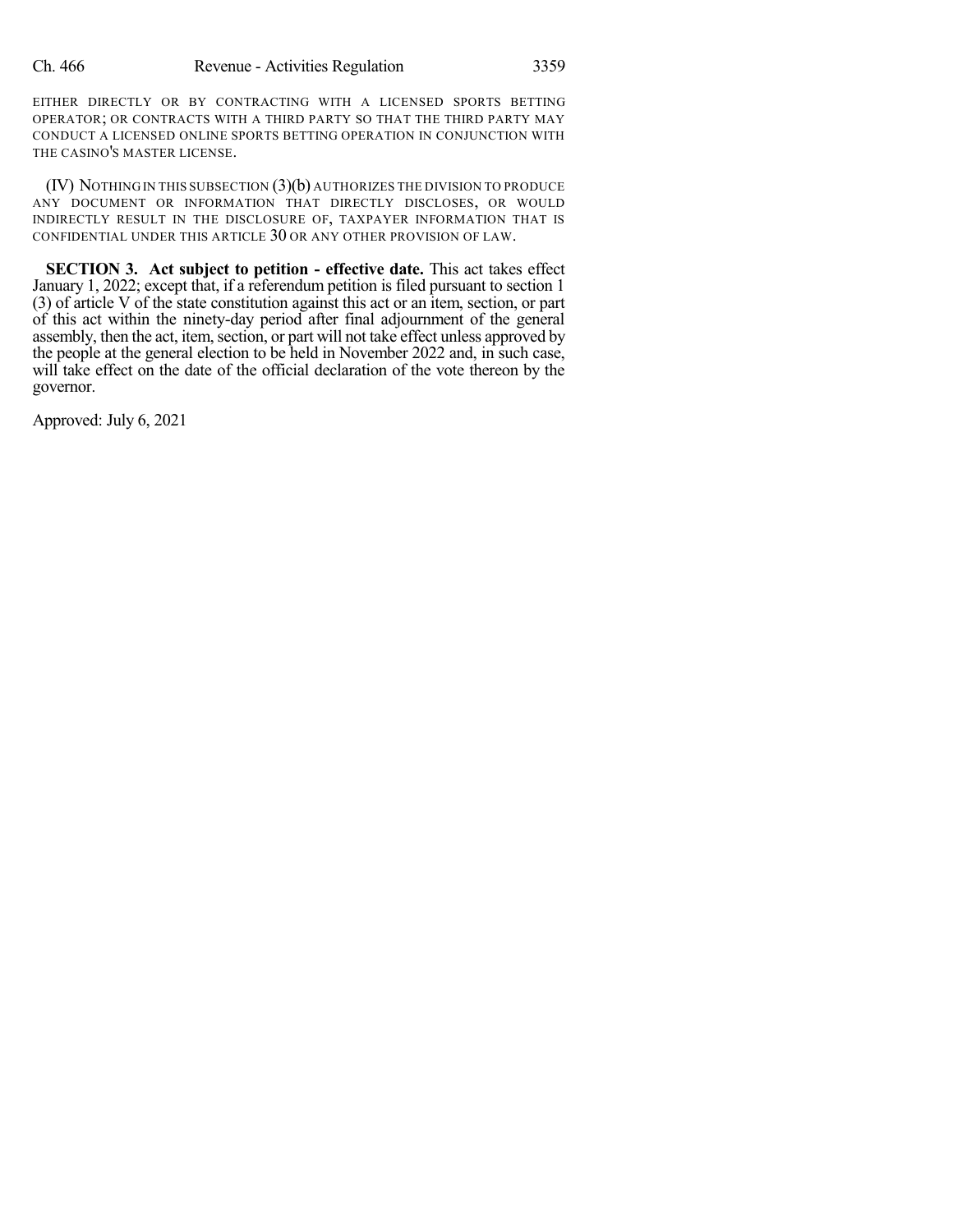EITHER DIRECTLY OR BY CONTRACTING WITH A LICENSED SPORTS BETTING OPERATOR; OR CONTRACTS WITH A THIRD PARTY SO THAT THE THIRD PARTY MAY CONDUCT A LICENSED ONLINE SPORTS BETTING OPERATION IN CONJUNCTION WITH THE CASINO'S MASTER LICENSE.

(IV) NOTHING IN THIS SUBSECTION (3)(b) AUTHORIZES THE DIVISION TO PRODUCE ANY DOCUMENT OR INFORMATION THAT DIRECTLY DISCLOSES, OR WOULD INDIRECTLY RESULT IN THE DISCLOSURE OF, TAXPAYER INFORMATION THAT IS CONFIDENTIAL UNDER THIS ARTICLE 30 OR ANY OTHER PROVISION OF LAW.

**SECTION 3. Act subject to petition - effective date.** This act takes effect January 1, 2022; except that, if a referendum petition is filed pursuant to section 1 (3) of article V of the state constitution against this act or an item, section, or part of this act within the ninety-day period after final adjournment of the general assembly, then the act, item, section, or part will not take effect unless approved by the people at the general election to be held in November 2022 and, in such case, will take effect on the date of the official declaration of the vote thereon by the governor.

Approved: July 6, 2021